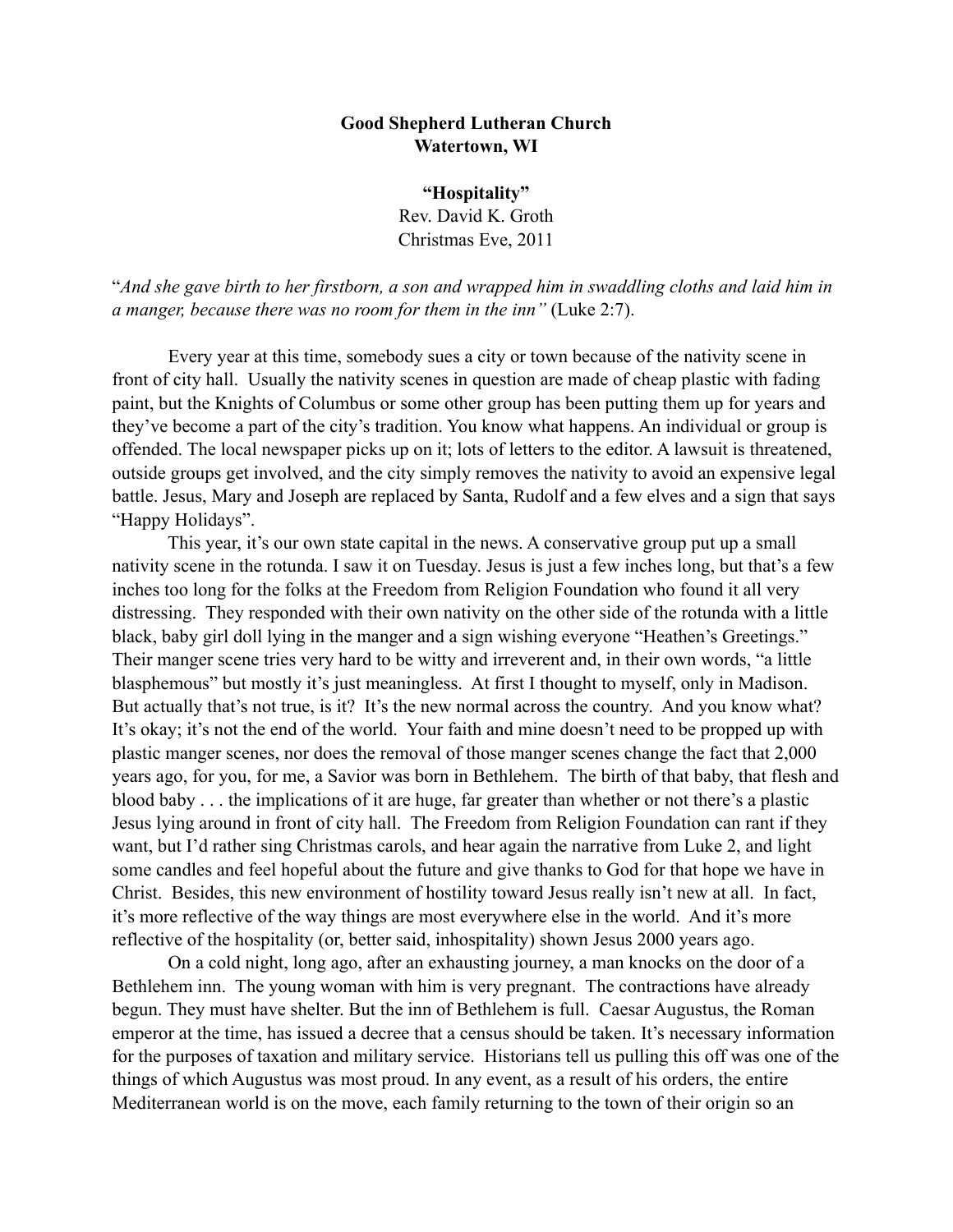**Good Shepherd Lutheran Church**
**Watertown, WI**

**"Hospitality"**
Rev. David K. Groth
Christmas Eve, 2011

"*And she gave birth to her firstborn, a son and wrapped him in swaddling cloths and laid him in a manger, because there was no room for them in the inn"* (Luke 2:7).

Every year at this time, somebody sues a city or town because of the nativity scene in front of city hall. Usually the nativity scenes in question are made of cheap plastic with fading paint, but the Knights of Columbus or some other group has been putting them up for years and they've become a part of the city's tradition. You know what happens. An individual or group is offended. The local newspaper picks up on it; lots of letters to the editor. A lawsuit is threatened, outside groups get involved, and the city simply removes the nativity to avoid an expensive legal battle. Jesus, Mary and Joseph are replaced by Santa, Rudolf and a few elves and a sign that says "Happy Holidays".

This year, it's our own state capital in the news. A conservative group put up a small nativity scene in the rotunda. I saw it on Tuesday. Jesus is just a few inches long, but that's a few inches too long for the folks at the Freedom from Religion Foundation who found it all very distressing. They responded with their own nativity on the other side of the rotunda with a little black, baby girl doll lying in the manger and a sign wishing everyone "Heathen's Greetings." Their manger scene tries very hard to be witty and irreverent and, in their own words, "a little blasphemous" but mostly it's just meaningless. At first I thought to myself, only in Madison. But actually that's not true, is it? It's the new normal across the country. And you know what? It's okay; it's not the end of the world. Your faith and mine doesn't need to be propped up with plastic manger scenes, nor does the removal of those manger scenes change the fact that 2,000 years ago, for you, for me, a Savior was born in Bethlehem. The birth of that baby, that flesh and blood baby . . . the implications of it are huge, far greater than whether or not there's a plastic Jesus lying around in front of city hall. The Freedom from Religion Foundation can rant if they want, but I'd rather sing Christmas carols, and hear again the narrative from Luke 2, and light some candles and feel hopeful about the future and give thanks to God for that hope we have in Christ. Besides, this new environment of hostility toward Jesus really isn't new at all. In fact, it's more reflective of the way things are most everywhere else in the world. And it's more reflective of the hospitality (or, better said, inhospitality) shown Jesus 2000 years ago.

On a cold night, long ago, after an exhausting journey, a man knocks on the door of a Bethlehem inn. The young woman with him is very pregnant. The contractions have already begun. They must have shelter. But the inn of Bethlehem is full. Caesar Augustus, the Roman emperor at the time, has issued a decree that a census should be taken. It's necessary information for the purposes of taxation and military service. Historians tell us pulling this off was one of the things of which Augustus was most proud. In any event, as a result of his orders, the entire Mediterranean world is on the move, each family returning to the town of their origin so an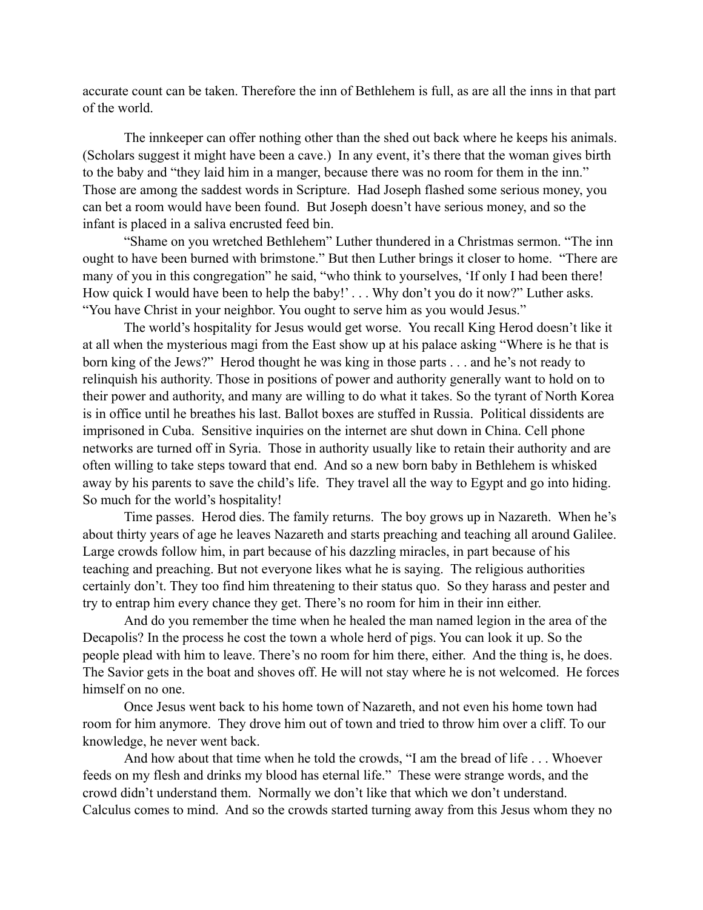accurate count can be taken. Therefore the inn of Bethlehem is full, as are all the inns in that part of the world.

The innkeeper can offer nothing other than the shed out back where he keeps his animals. (Scholars suggest it might have been a cave.) In any event, it's there that the woman gives birth to the baby and "they laid him in a manger, because there was no room for them in the inn." Those are among the saddest words in Scripture. Had Joseph flashed some serious money, you can bet a room would have been found. But Joseph doesn't have serious money, and so the infant is placed in a saliva encrusted feed bin.

"Shame on you wretched Bethlehem" Luther thundered in a Christmas sermon. "The inn ought to have been burned with brimstone." But then Luther brings it closer to home. "There are many of you in this congregation" he said, "who think to yourselves, 'If only I had been there! How quick I would have been to help the baby!' . . . Why don't you do it now?" Luther asks. "You have Christ in your neighbor. You ought to serve him as you would Jesus."

The world's hospitality for Jesus would get worse. You recall King Herod doesn't like it at all when the mysterious magi from the East show up at his palace asking "Where is he that is born king of the Jews?" Herod thought he was king in those parts . . . and he's not ready to relinquish his authority. Those in positions of power and authority generally want to hold on to their power and authority, and many are willing to do what it takes. So the tyrant of North Korea is in office until he breathes his last. Ballot boxes are stuffed in Russia. Political dissidents are imprisoned in Cuba. Sensitive inquiries on the internet are shut down in China. Cell phone networks are turned off in Syria. Those in authority usually like to retain their authority and are often willing to take steps toward that end. And so a new born baby in Bethlehem is whisked away by his parents to save the child's life. They travel all the way to Egypt and go into hiding. So much for the world's hospitality!

Time passes. Herod dies. The family returns. The boy grows up in Nazareth. When he's about thirty years of age he leaves Nazareth and starts preaching and teaching all around Galilee. Large crowds follow him, in part because of his dazzling miracles, in part because of his teaching and preaching. But not everyone likes what he is saying. The religious authorities certainly don't. They too find him threatening to their status quo. So they harass and pester and try to entrap him every chance they get. There's no room for him in their inn either.

And do you remember the time when he healed the man named legion in the area of the Decapolis? In the process he cost the town a whole herd of pigs. You can look it up. So the people plead with him to leave. There's no room for him there, either. And the thing is, he does. The Savior gets in the boat and shoves off. He will not stay where he is not welcomed. He forces himself on no one.

Once Jesus went back to his home town of Nazareth, and not even his home town had room for him anymore. They drove him out of town and tried to throw him over a cliff. To our knowledge, he never went back.

And how about that time when he told the crowds, "I am the bread of life . . . Whoever feeds on my flesh and drinks my blood has eternal life." These were strange words, and the crowd didn't understand them. Normally we don't like that which we don't understand. Calculus comes to mind. And so the crowds started turning away from this Jesus whom they no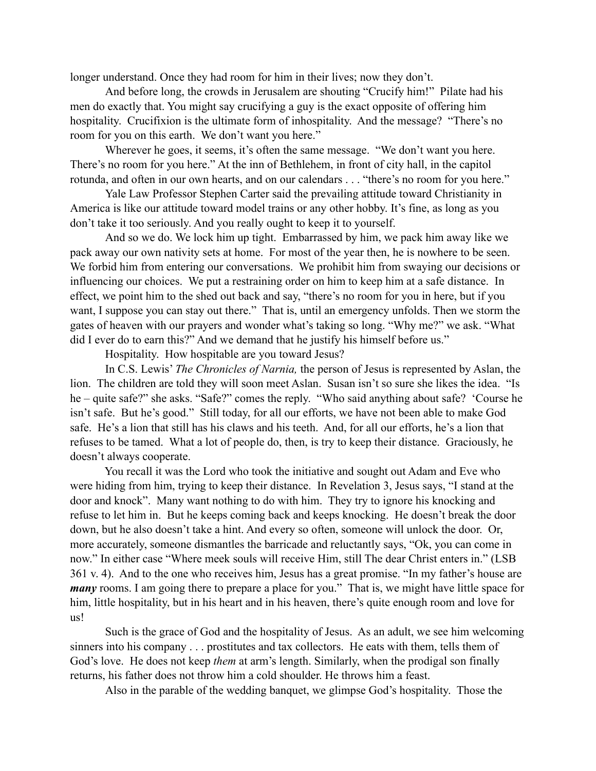longer understand. Once they had room for him in their lives; now they don't.

And before long, the crowds in Jerusalem are shouting "Crucify him!" Pilate had his men do exactly that. You might say crucifying a guy is the exact opposite of offering him hospitality. Crucifixion is the ultimate form of inhospitality. And the message? "There's no room for you on this earth. We don't want you here."

Wherever he goes, it seems, it's often the same message. "We don't want you here. There's no room for you here." At the inn of Bethlehem, in front of city hall, in the capitol rotunda, and often in our own hearts, and on our calendars . . . "there's no room for you here."

Yale Law Professor Stephen Carter said the prevailing attitude toward Christianity in America is like our attitude toward model trains or any other hobby. It's fine, as long as you don't take it too seriously. And you really ought to keep it to yourself.

And so we do. We lock him up tight. Embarrassed by him, we pack him away like we pack away our own nativity sets at home. For most of the year then, he is nowhere to be seen. We forbid him from entering our conversations. We prohibit him from swaying our decisions or influencing our choices. We put a restraining order on him to keep him at a safe distance. In effect, we point him to the shed out back and say, "there's no room for you in here, but if you want, I suppose you can stay out there." That is, until an emergency unfolds. Then we storm the gates of heaven with our prayers and wonder what's taking so long. "Why me?" we ask. "What did I ever do to earn this?" And we demand that he justify his himself before us."

Hospitality. How hospitable are you toward Jesus?

In C.S. Lewis' *The Chronicles of Narnia,* the person of Jesus is represented by Aslan, the lion. The children are told they will soon meet Aslan. Susan isn't so sure she likes the idea. "Is he – quite safe?" she asks. "Safe?" comes the reply. "Who said anything about safe? 'Course he isn't safe. But he's good." Still today, for all our efforts, we have not been able to make God safe. He's a lion that still has his claws and his teeth. And, for all our efforts, he's a lion that refuses to be tamed. What a lot of people do, then, is try to keep their distance. Graciously, he doesn't always cooperate.

You recall it was the Lord who took the initiative and sought out Adam and Eve who were hiding from him, trying to keep their distance. In Revelation 3, Jesus says, "I stand at the door and knock". Many want nothing to do with him. They try to ignore his knocking and refuse to let him in. But he keeps coming back and keeps knocking. He doesn't break the door down, but he also doesn't take a hint. And every so often, someone will unlock the door. Or, more accurately, someone dismantles the barricade and reluctantly says, "Ok, you can come in now." In either case "Where meek souls will receive Him, still The dear Christ enters in." (LSB 361 v. 4). And to the one who receives him, Jesus has a great promise. "In my father's house are ***many*** rooms. I am going there to prepare a place for you." That is, we might have little space for him, little hospitality, but in his heart and in his heaven, there's quite enough room and love for us!

Such is the grace of God and the hospitality of Jesus. As an adult, we see him welcoming sinners into his company . . . prostitutes and tax collectors. He eats with them, tells them of God's love. He does not keep *them* at arm's length. Similarly, when the prodigal son finally returns, his father does not throw him a cold shoulder. He throws him a feast.

Also in the parable of the wedding banquet, we glimpse God's hospitality. Those the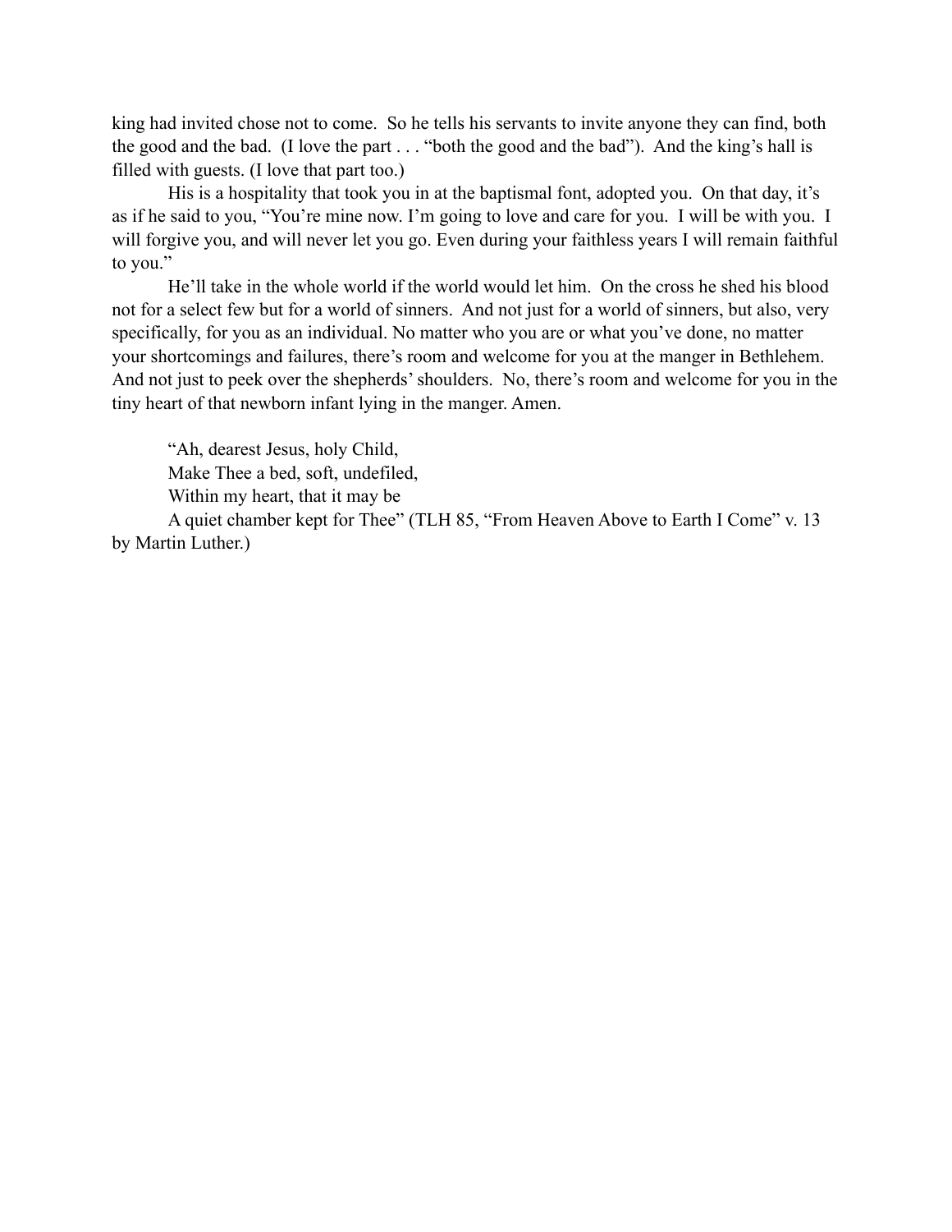king had invited chose not to come. So he tells his servants to invite anyone they can find, both the good and the bad. (I love the part . . . "both the good and the bad"). And the king's hall is filled with guests. (I love that part too.)

His is a hospitality that took you in at the baptismal font, adopted you. On that day, it's as if he said to you, "You're mine now. I'm going to love and care for you. I will be with you. I will forgive you, and will never let you go. Even during your faithless years I will remain faithful to you."

He'll take in the whole world if the world would let him. On the cross he shed his blood not for a select few but for a world of sinners. And not just for a world of sinners, but also, very specifically, for you as an individual. No matter who you are or what you've done, no matter your shortcomings and failures, there's room and welcome for you at the manger in Bethlehem. And not just to peek over the shepherds' shoulders. No, there's room and welcome for you in the tiny heart of that newborn infant lying in the manger. Amen.

"Ah, dearest Jesus, holy Child,  
Make Thee a bed, soft, undefiled,  
Within my heart, that it may be  
A quiet chamber kept for Thee" (TLH 85, "From Heaven Above to Earth I Come" v. 13 by Martin Luther.)